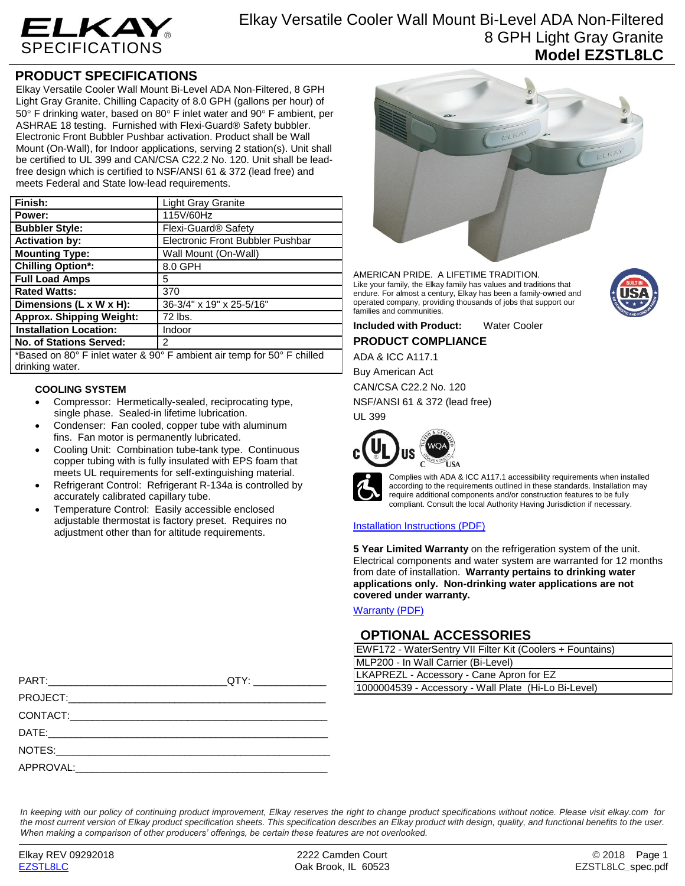# ELKAY SPECIFICATIONS

## Elkay Versatile Cooler Wall Mount Bi-Level ADA Non-Filtered 8 GPH Light Gray Granite
## Model EZSTL8LC

## PRODUCT SPECIFICATIONS

Elkay Versatile Cooler Wall Mount Bi-Level ADA Non-Filtered, 8 GPH Light Gray Granite. Chilling Capacity of 8.0 GPH (gallons per hour) of 50° F drinking water, based on 80° F inlet water and 90° F ambient, per ASHRAE 18 testing. Furnished with Flexi-Guard® Safety bubbler. Electronic Front Bubbler Pushbar activation. Product shall be Wall Mount (On-Wall), for Indoor applications, serving 2 station(s). Unit shall be certified to UL 399 and CAN/CSA C22.2 No. 120. Unit shall be lead-free design which is certified to NSF/ANSI 61 & 372 (lead free) and meets Federal and State low-lead requirements.

| | |
|---|---|
| **Finish:** | Light Gray Granite |
| **Power:** | 115V/60Hz |
| **Bubbler Style:** | Flexi-Guard® Safety |
| **Activation by:** | Electronic Front Bubbler Pushbar |
| **Mounting Type:** | Wall Mount (On-Wall) |
| **Chilling Option*:** | 8.0 GPH |
| **Full Load Amps** | 5 |
| **Rated Watts:** | 370 |
| **Dimensions (L x W x H):** | 36-3/4" x 19" x 25-5/16" |
| **Approx. Shipping Weight:** | 72 lbs. |
| **Installation Location:** | Indoor |
| **No. of Stations Served:** | 2 |

*Based on 80° F inlet water & 90° F ambient air temp for 50° F chilled drinking water.

### COOLING SYSTEM

- Compressor: Hermetically-sealed, reciprocating type, single phase. Sealed-in lifetime lubrication.
- Condenser: Fan cooled, copper tube with aluminum fins. Fan motor is permanently lubricated.
- Cooling Unit: Combination tube-tank type. Continuous copper tubing with is fully insulated with EPS foam that meets UL requirements for self-extinguishing material.
- Refrigerant Control: Refrigerant R-134a is controlled by accurately calibrated capillary tube.
- Temperature Control: Easily accessible enclosed adjustable thermostat is factory preset. Requires no adjustment other than for altitude requirements.

PART:_______________________________QTY: _____________

PROJECT:_______________________________________________

CONTACT:_______________________________________________

DATE:__________________________________________________

NOTES:_________________________________________________

APPROVAL:______________________________________________

AMERICAN PRIDE. A LIFETIME TRADITION.
Like your family, the Elkay family has values and traditions that endure. For almost a century, Elkay has been a family-owned and operated company, providing thousands of jobs that support our families and communities.

**Included with Product:** Water Cooler

## PRODUCT COMPLIANCE

ADA & ICC A117.1
Buy American Act
CAN/CSA C22.2 No. 120
NSF/ANSI 61 & 372 (lead free)
UL 399

Complies with ADA & ICC A117.1 accessibility requirements when installed according to the requirements outlined in these standards. Installation may require additional components and/or construction features to be fully compliant. Consult the local Authority Having Jurisdiction if necessary.

[Installation Instructions (PDF)]

**5 Year Limited Warranty** on the refrigeration system of the unit. Electrical components and water system are warranted for 12 months from date of installation. **Warranty pertains to drinking water applications only. Non-drinking water applications are not covered under warranty.**

[Warranty (PDF)]

## OPTIONAL ACCESSORIES

| |
|---|
| EWF172 - WaterSentry VII Filter Kit (Coolers + Fountains) |
| MLP200 - In Wall Carrier (Bi-Level) |
| LKAPREZL - Accessory - Cane Apron for EZ |
| 1000004539 - Accessory - Wall Plate (Hi-Lo Bi-Level) |

*In keeping with our policy of continuing product improvement, Elkay reserves the right to change product specifications without notice. Please visit elkay.com for the most current version of Elkay product specification sheets. This specification describes an Elkay product with design, quality, and functional benefits to the user. When making a comparison of other producers' offerings, be certain these features are not overlooked.*

Elkay REV 09292018
EZSTL8LC

2222 Camden Court
Oak Brook, IL 60523

© 2018
EZSTL8LC_spec.pdf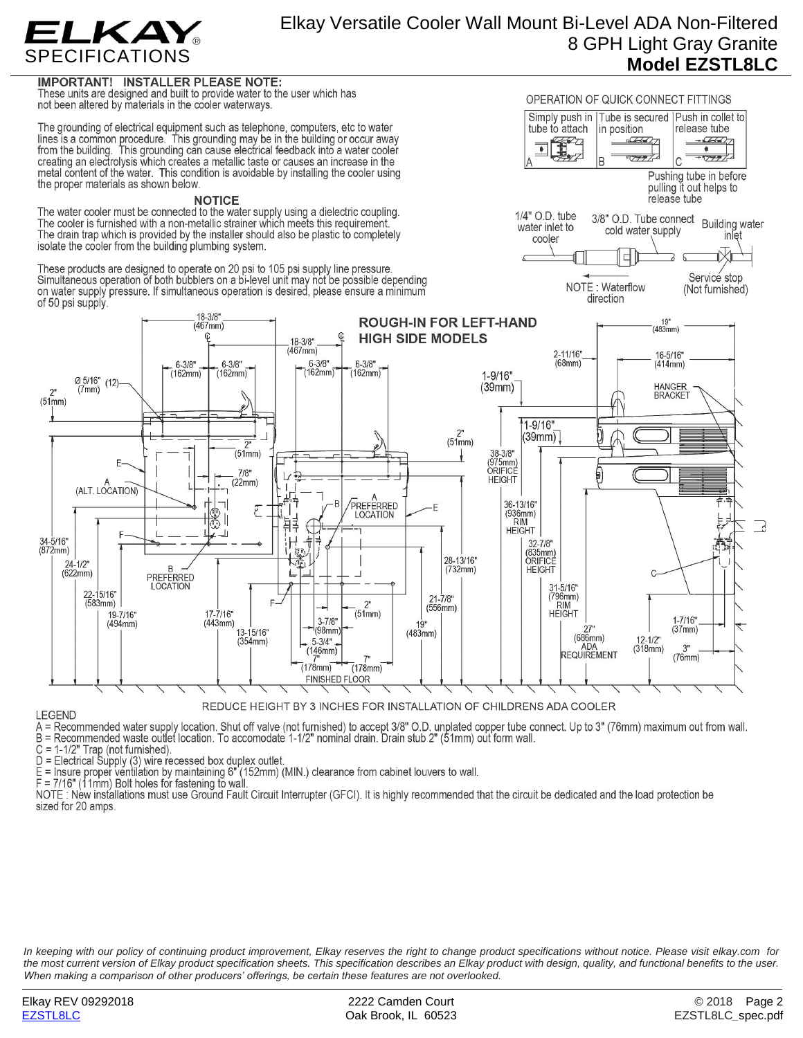# ELKAY SPECIFICATIONS

Elkay Versatile Cooler Wall Mount Bi-Level ADA Non-Filtered 8 GPH Light Gray Granite

**Model EZSTL8LC**

**IMPORTANT! INSTALLER PLEASE NOTE:**
These units are designed and built to provide water to the user which has not been altered by materials in the cooler waterways.

The grounding of electrical equipment such as telephone, computers, etc to water lines is a common procedure. This grounding may be in the building or occur away from the building. This grounding can cause electrical feedback into a water cooler creating an electrolysis which creates a metallic taste or causes an increase in the metal content of the water. This condition is avoidable by installing the cooler using the proper materials as shown below.

**NOTICE**

The water cooler must be connected to the water supply using a dielectric coupling. The cooler is furnished with a non-metallic strainer which meets this requirement. The drain trap which is provided by the installer should also be plastic to completely isolate the cooler from the building plumbing system.

These products are designed to operate on 20 psi to 105 psi supply line pressure. Simultaneous operation of both bubblers on a bi-level unit may not be possible depending on water supply pressure. If simultaneous operation is desired, please ensure a minimum of 50 psi supply.

OPERATION OF QUICK CONNECT FITTINGS

A Simply push in tube to attach
B Tube is secured in position
C Push in collet to release tube

Pushing tube in before pulling it out helps to release tube

1/4" O.D. tube water inlet to cooler
3/8" O.D. Tube connect cold water supply
Building water inlet
NOTE : Waterflow direction
Service stop (Not furnished)

ROUGH-IN FOR LEFT-HAND HIGH SIDE MODELS

18-3/8" (467mm)
18-3/8" (467mm)
6-3/8" (162mm)
6-3/8" (162mm)
6-3/8" (162mm)
6-3/8" (162mm)
Ø 5/16" (7mm) (12)
2" (51mm)
2" (51mm)
7/8" (22mm)
A (ALT. LOCATION)
A PREFERRED LOCATION
B PREFERRED LOCATION
34-5/16" (872mm)
24-1/2" (622mm)
22-15/16" (583mm)
19-7/16" (494mm)
17-7/16" (443mm)
13-15/16" (354mm)
3-7/8" (98mm)
5-3/4" (146mm)
7" (178mm)
7" (178mm)
2" (51mm)
19" (483mm)
21-7/8" (556mm)
28-13/16" (732mm)
2" (51mm)
FINISHED FLOOR
1-9/16" (39mm)
1-9/16" (39mm)
38-3/8" (975mm) ORIFICE HEIGHT
36-13/16" (936mm) RIM HEIGHT
32-7/8" (835mm) ORIFICE HEIGHT
31-5/16" (796mm) RIM HEIGHT
27" (686mm) ADA REQUIREMENT
2-11/16" (68mm)
19" (483mm)
16-5/16" (414mm)
HANGER BRACKET
12-1/2" (318mm)
1-7/16" (37mm)
3" (76mm)

REDUCE HEIGHT BY 3 INCHES FOR INSTALLATION OF CHILDRENS ADA COOLER

LEGEND
A = Recommended water supply location. Shut off valve (not furnished) to accept 3/8" O.D. unplated copper tube connect. Up to 3" (76mm) maximum out from wall.
B = Recommended waste outlet location. To accomodate 1-1/2" nominal drain. Drain stub 2" (51mm) out form wall.
C = 1-1/2" Trap (not furnished).
D = Electrical Supply (3) wire recessed box duplex outlet.
E = Insure proper ventilation by maintaining 6" (152mm) (MIN.) clearance from cabinet louvers to wall.
F = 7/16" (11mm) Bolt holes for fastening to wall.
NOTE : New installations must use Ground Fault Circuit Interrupter (GFCI). It is highly recommended that the circuit be dedicated and the load protection be sized for 20 amps.

*In keeping with our policy of continuing product improvement, Elkay reserves the right to change product specifications without notice. Please visit elkay.com for the most current version of Elkay product specification sheets. This specification describes an Elkay product with design, quality, and functional benefits to the user. When making a comparison of other producers' offerings, be certain these features are not overlooked.*

Elkay REV 09292018
EZSTL8LC
2222 Camden Court
Oak Brook, IL 60523
© 2018
EZSTL8LC_spec.pdf